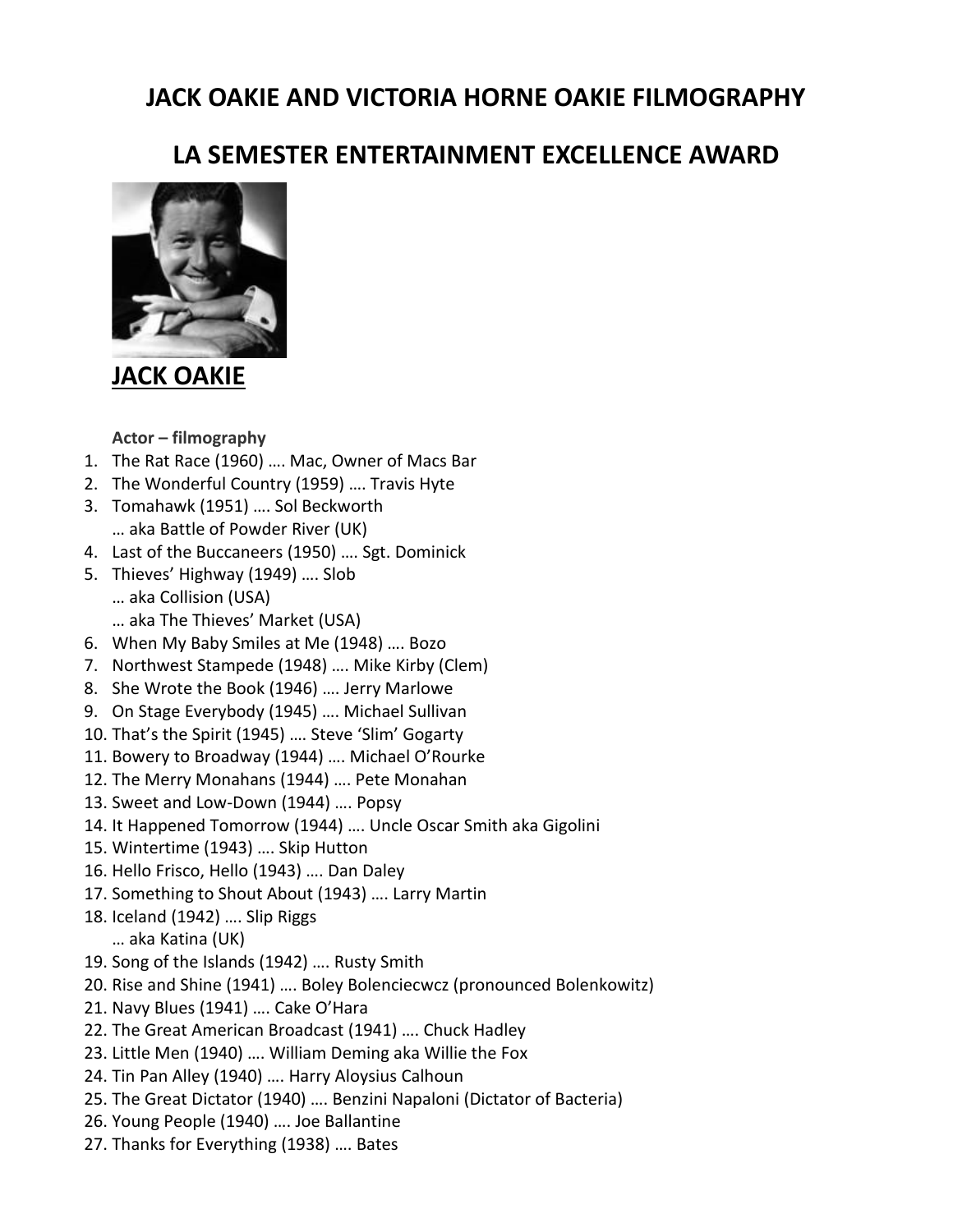# JACK OAKIE AND VICTORIA HORNE OAKIE FILMOGRAPHY

# LA SEMESTER ENTERTAINMENT EXCELLENCE AWARD

## JACK OAKIE

**Actor – filmography**

1. The Rat Race (1960) …. Mac, Owner of Macs Bar
2. The Wonderful Country (1959) …. Travis Hyte
3. Tomahawk (1951) …. Sol Beckworth
   … aka Battle of Powder River (UK)
4. Last of the Buccaneers (1950) …. Sgt. Dominick
5. Thieves' Highway (1949) …. Slob
   … aka Collision (USA)
   … aka The Thieves' Market (USA)
6. When My Baby Smiles at Me (1948) …. Bozo
7. Northwest Stampede (1948) …. Mike Kirby (Clem)
8. She Wrote the Book (1946) …. Jerry Marlowe
9. On Stage Everybody (1945) …. Michael Sullivan
10. That's the Spirit (1945) …. Steve 'Slim' Gogarty
11. Bowery to Broadway (1944) …. Michael O'Rourke
12. The Merry Monahans (1944) …. Pete Monahan
13. Sweet and Low-Down (1944) …. Popsy
14. It Happened Tomorrow (1944) …. Uncle Oscar Smith aka Gigolini
15. Wintertime (1943) …. Skip Hutton
16. Hello Frisco, Hello (1943) …. Dan Daley
17. Something to Shout About (1943) …. Larry Martin
18. Iceland (1942) …. Slip Riggs
    … aka Katina (UK)
19. Song of the Islands (1942) …. Rusty Smith
20. Rise and Shine (1941) …. Boley Bolenciecwcz (pronounced Bolenkowitz)
21. Navy Blues (1941) …. Cake O'Hara
22. The Great American Broadcast (1941) …. Chuck Hadley
23. Little Men (1940) …. William Deming aka Willie the Fox
24. Tin Pan Alley (1940) …. Harry Aloysius Calhoun
25. The Great Dictator (1940) …. Benzini Napaloni (Dictator of Bacteria)
26. Young People (1940) …. Joe Ballantine
27. Thanks for Everything (1938) …. Bates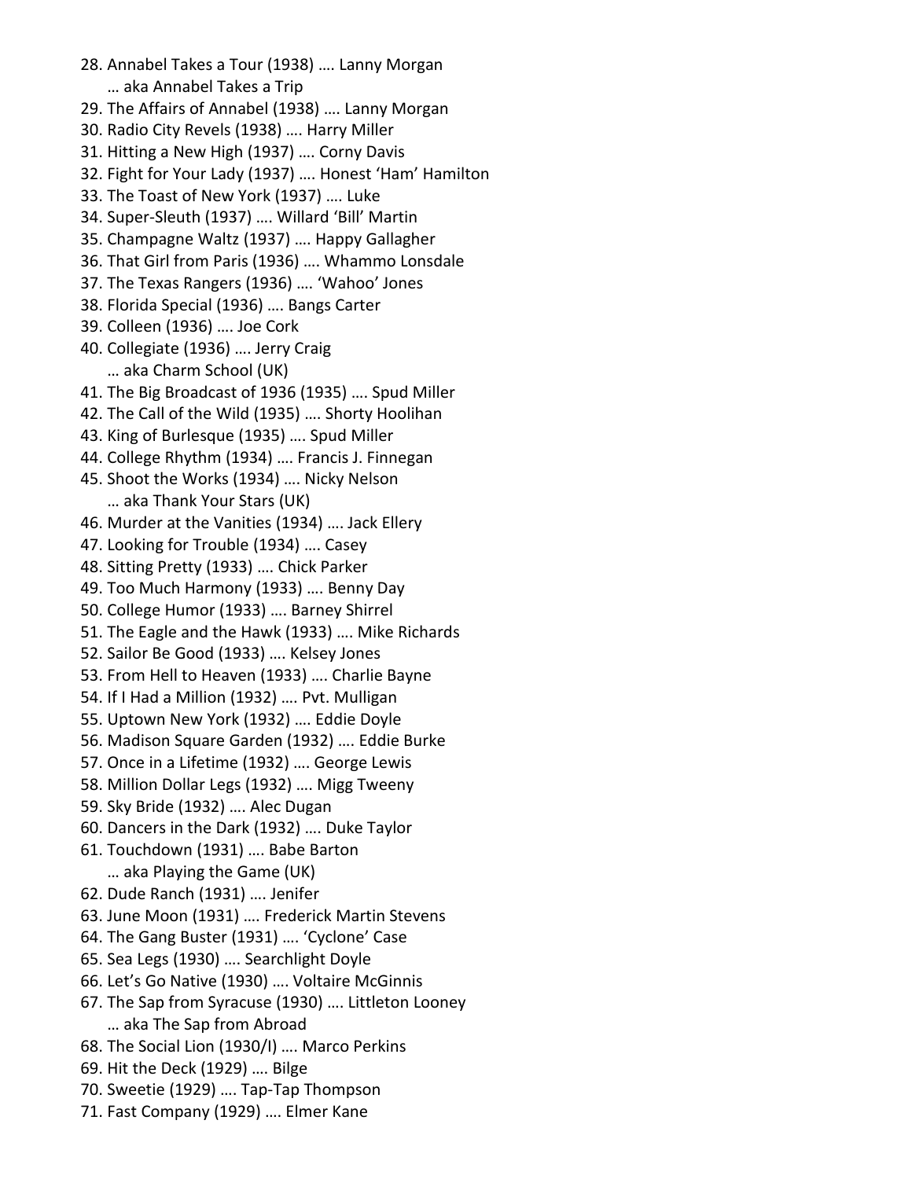28. Annabel Takes a Tour (1938) …. Lanny Morgan
    … aka Annabel Takes a Trip
29. The Affairs of Annabel (1938) …. Lanny Morgan
30. Radio City Revels (1938) …. Harry Miller
31. Hitting a New High (1937) …. Corny Davis
32. Fight for Your Lady (1937) …. Honest 'Ham' Hamilton
33. The Toast of New York (1937) …. Luke
34. Super-Sleuth (1937) …. Willard 'Bill' Martin
35. Champagne Waltz (1937) …. Happy Gallagher
36. That Girl from Paris (1936) …. Whammo Lonsdale
37. The Texas Rangers (1936) …. 'Wahoo' Jones
38. Florida Special (1936) …. Bangs Carter
39. Colleen (1936) …. Joe Cork
40. Collegiate (1936) …. Jerry Craig
    … aka Charm School (UK)
41. The Big Broadcast of 1936 (1935) …. Spud Miller
42. The Call of the Wild (1935) …. Shorty Hoolihan
43. King of Burlesque (1935) …. Spud Miller
44. College Rhythm (1934) …. Francis J. Finnegan
45. Shoot the Works (1934) …. Nicky Nelson
    … aka Thank Your Stars (UK)
46. Murder at the Vanities (1934) …. Jack Ellery
47. Looking for Trouble (1934) …. Casey
48. Sitting Pretty (1933) …. Chick Parker
49. Too Much Harmony (1933) …. Benny Day
50. College Humor (1933) …. Barney Shirrel
51. The Eagle and the Hawk (1933) …. Mike Richards
52. Sailor Be Good (1933) …. Kelsey Jones
53. From Hell to Heaven (1933) …. Charlie Bayne
54. If I Had a Million (1932) …. Pvt. Mulligan
55. Uptown New York (1932) …. Eddie Doyle
56. Madison Square Garden (1932) …. Eddie Burke
57. Once in a Lifetime (1932) …. George Lewis
58. Million Dollar Legs (1932) …. Migg Tweeny
59. Sky Bride (1932) …. Alec Dugan
60. Dancers in the Dark (1932) …. Duke Taylor
61. Touchdown (1931) …. Babe Barton
    … aka Playing the Game (UK)
62. Dude Ranch (1931) …. Jenifer
63. June Moon (1931) …. Frederick Martin Stevens
64. The Gang Buster (1931) …. 'Cyclone' Case
65. Sea Legs (1930) …. Searchlight Doyle
66. Let's Go Native (1930) …. Voltaire McGinnis
67. The Sap from Syracuse (1930) …. Littleton Looney
    … aka The Sap from Abroad
68. The Social Lion (1930/I) …. Marco Perkins
69. Hit the Deck (1929) …. Bilge
70. Sweetie (1929) …. Tap-Tap Thompson
71. Fast Company (1929) …. Elmer Kane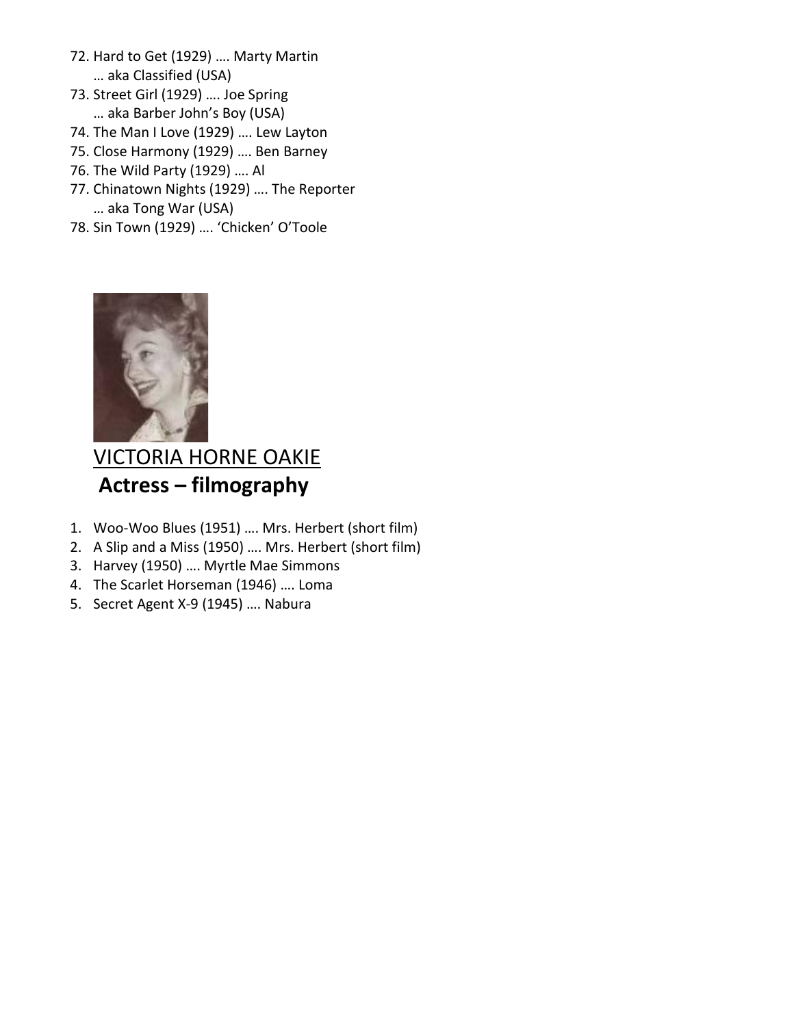72. Hard to Get (1929) …. Marty Martin
    … aka Classified (USA)
73. Street Girl (1929) …. Joe Spring
    … aka Barber John's Boy (USA)
74. The Man I Love (1929) …. Lew Layton
75. Close Harmony (1929) …. Ben Barney
76. The Wild Party (1929) …. Al
77. Chinatown Nights (1929) …. The Reporter
    … aka Tong War (USA)
78. Sin Town (1929) …. 'Chicken' O'Toole

## VICTORIA HORNE OAKIE

**Actress – filmography**

1. Woo-Woo Blues (1951) …. Mrs. Herbert (short film)
2. A Slip and a Miss (1950) …. Mrs. Herbert (short film)
3. Harvey (1950) …. Myrtle Mae Simmons
4. The Scarlet Horseman (1946) …. Loma
5. Secret Agent X-9 (1945) …. Nabura